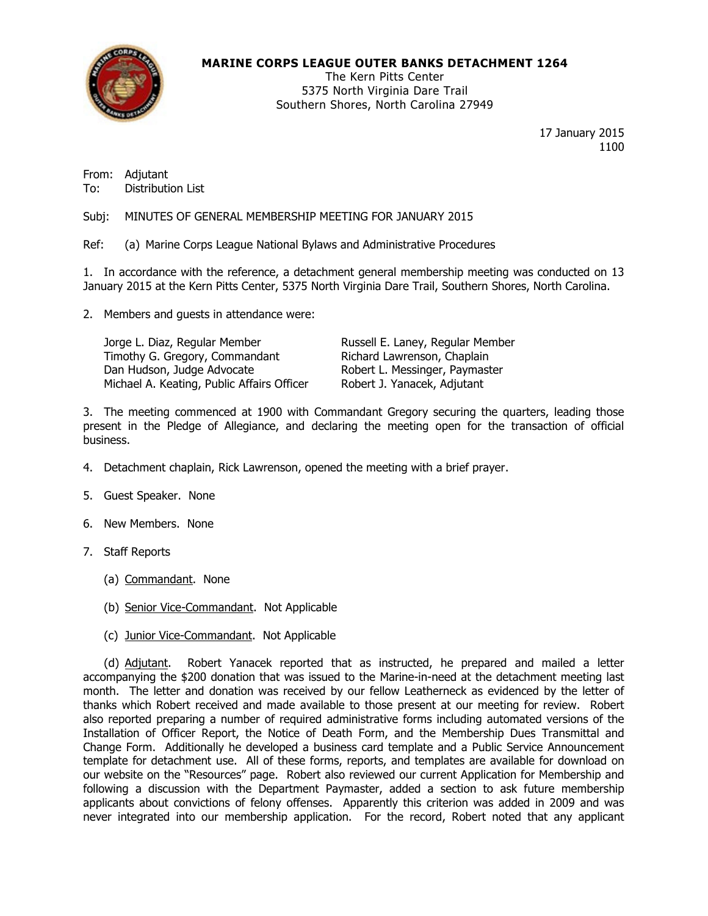**MARINE CORPS LEAGUE OUTER BANKS DETACHMENT 1264**
The Kern Pitts Center
5375 North Virginia Dare Trail
Southern Shores, North Carolina 27949

17 January 2015
1100

From: Adjutant
To: Distribution List

Subj: MINUTES OF GENERAL MEMBERSHIP MEETING FOR JANUARY 2015

Ref: (a) Marine Corps League National Bylaws and Administrative Procedures

1. In accordance with the reference, a detachment general membership meeting was conducted on 13 January 2015 at the Kern Pitts Center, 5375 North Virginia Dare Trail, Southern Shores, North Carolina.

2. Members and guests in attendance were:

   Jorge L. Diaz, Regular Member
   Timothy G. Gregory, Commandant
   Dan Hudson, Judge Advocate
   Michael A. Keating, Public Affairs Officer
   Russell E. Laney, Regular Member
   Richard Lawrenson, Chaplain
   Robert L. Messinger, Paymaster
   Robert J. Yanacek, Adjutant

3. The meeting commenced at 1900 with Commandant Gregory securing the quarters, leading those present in the Pledge of Allegiance, and declaring the meeting open for the transaction of official business.

4. Detachment chaplain, Rick Lawrenson, opened the meeting with a brief prayer.

5. Guest Speaker. None

6. New Members. None

7. Staff Reports

   (a) Commandant. None

   (b) Senior Vice-Commandant. Not Applicable

   (c) Junior Vice-Commandant. Not Applicable

   (d) Adjutant. Robert Yanacek reported that as instructed, he prepared and mailed a letter accompanying the $200 donation that was issued to the Marine-in-need at the detachment meeting last month. The letter and donation was received by our fellow Leatherneck as evidenced by the letter of thanks which Robert received and made available to those present at our meeting for review. Robert also reported preparing a number of required administrative forms including automated versions of the Installation of Officer Report, the Notice of Death Form, and the Membership Dues Transmittal and Change Form. Additionally he developed a business card template and a Public Service Announcement template for detachment use. All of these forms, reports, and templates are available for download on our website on the "Resources" page. Robert also reviewed our current Application for Membership and following a discussion with the Department Paymaster, added a section to ask future membership applicants about convictions of felony offenses. Apparently this criterion was added in 2009 and was never integrated into our membership application. For the record, Robert noted that any applicant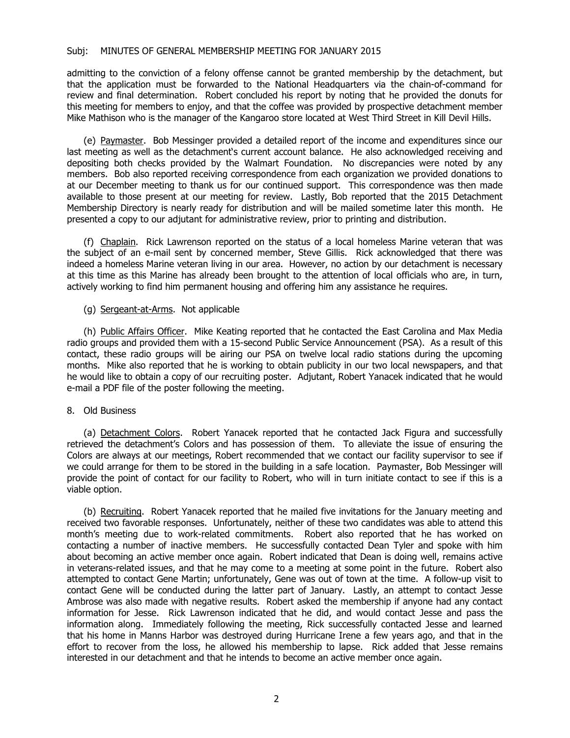admitting to the conviction of a felony offense cannot be granted membership by the detachment, but that the application must be forwarded to the National Headquarters via the chain-of-command for review and final determination. Robert concluded his report by noting that he provided the donuts for this meeting for members to enjoy, and that the coffee was provided by prospective detachment member Mike Mathison who is the manager of the Kangaroo store located at West Third Street in Kill Devil Hills.

(e) Paymaster. Bob Messinger provided a detailed report of the income and expenditures since our last meeting as well as the detachment's current account balance. He also acknowledged receiving and depositing both checks provided by the Walmart Foundation. No discrepancies were noted by any members. Bob also reported receiving correspondence from each organization we provided donations to at our December meeting to thank us for our continued support. This correspondence was then made available to those present at our meeting for review. Lastly, Bob reported that the 2015 Detachment Membership Directory is nearly ready for distribution and will be mailed sometime later this month. He presented a copy to our adjutant for administrative review, prior to printing and distribution.

(f) Chaplain. Rick Lawrenson reported on the status of a local homeless Marine veteran that was the subject of an e-mail sent by concerned member, Steve Gillis. Rick acknowledged that there was indeed a homeless Marine veteran living in our area. However, no action by our detachment is necessary at this time as this Marine has already been brought to the attention of local officials who are, in turn, actively working to find him permanent housing and offering him any assistance he requires.

(g) Sergeant-at-Arms. Not applicable

(h) Public Affairs Officer. Mike Keating reported that he contacted the East Carolina and Max Media radio groups and provided them with a 15-second Public Service Announcement (PSA). As a result of this contact, these radio groups will be airing our PSA on twelve local radio stations during the upcoming months. Mike also reported that he is working to obtain publicity in our two local newspapers, and that he would like to obtain a copy of our recruiting poster. Adjutant, Robert Yanacek indicated that he would e-mail a PDF file of the poster following the meeting.

8. Old Business

(a) Detachment Colors. Robert Yanacek reported that he contacted Jack Figura and successfully retrieved the detachment's Colors and has possession of them. To alleviate the issue of ensuring the Colors are always at our meetings, Robert recommended that we contact our facility supervisor to see if we could arrange for them to be stored in the building in a safe location. Paymaster, Bob Messinger will provide the point of contact for our facility to Robert, who will in turn initiate contact to see if this is a viable option.

(b) Recruiting. Robert Yanacek reported that he mailed five invitations for the January meeting and received two favorable responses. Unfortunately, neither of these two candidates was able to attend this month's meeting due to work-related commitments. Robert also reported that he has worked on contacting a number of inactive members. He successfully contacted Dean Tyler and spoke with him about becoming an active member once again. Robert indicated that Dean is doing well, remains active in veterans-related issues, and that he may come to a meeting at some point in the future. Robert also attempted to contact Gene Martin; unfortunately, Gene was out of town at the time. A follow-up visit to contact Gene will be conducted during the latter part of January. Lastly, an attempt to contact Jesse Ambrose was also made with negative results. Robert asked the membership if anyone had any contact information for Jesse. Rick Lawrenson indicated that he did, and would contact Jesse and pass the information along. Immediately following the meeting, Rick successfully contacted Jesse and learned that his home in Manns Harbor was destroyed during Hurricane Irene a few years ago, and that in the effort to recover from the loss, he allowed his membership to lapse. Rick added that Jesse remains interested in our detachment and that he intends to become an active member once again.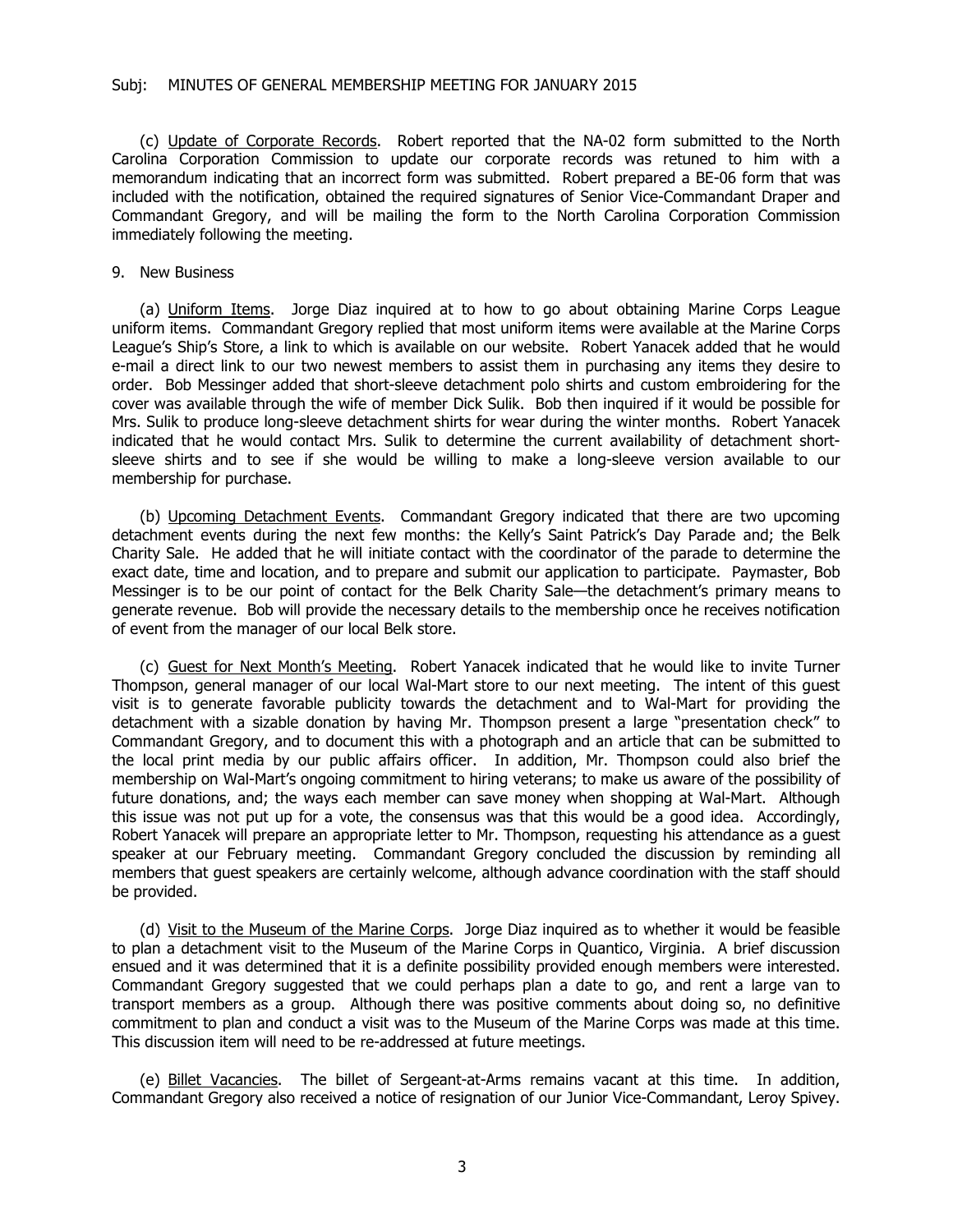(c) Update of Corporate Records. Robert reported that the NA-02 form submitted to the North Carolina Corporation Commission to update our corporate records was retuned to him with a memorandum indicating that an incorrect form was submitted. Robert prepared a BE-06 form that was included with the notification, obtained the required signatures of Senior Vice-Commandant Draper and Commandant Gregory, and will be mailing the form to the North Carolina Corporation Commission immediately following the meeting.

9. New Business

(a) Uniform Items. Jorge Diaz inquired at to how to go about obtaining Marine Corps League uniform items. Commandant Gregory replied that most uniform items were available at the Marine Corps League's Ship's Store, a link to which is available on our website. Robert Yanacek added that he would e-mail a direct link to our two newest members to assist them in purchasing any items they desire to order. Bob Messinger added that short-sleeve detachment polo shirts and custom embroidering for the cover was available through the wife of member Dick Sulik. Bob then inquired if it would be possible for Mrs. Sulik to produce long-sleeve detachment shirts for wear during the winter months. Robert Yanacek indicated that he would contact Mrs. Sulik to determine the current availability of detachment short-sleeve shirts and to see if she would be willing to make a long-sleeve version available to our membership for purchase.

(b) Upcoming Detachment Events. Commandant Gregory indicated that there are two upcoming detachment events during the next few months: the Kelly's Saint Patrick's Day Parade and; the Belk Charity Sale. He added that he will initiate contact with the coordinator of the parade to determine the exact date, time and location, and to prepare and submit our application to participate. Paymaster, Bob Messinger is to be our point of contact for the Belk Charity Sale—the detachment's primary means to generate revenue. Bob will provide the necessary details to the membership once he receives notification of event from the manager of our local Belk store.

(c) Guest for Next Month's Meeting. Robert Yanacek indicated that he would like to invite Turner Thompson, general manager of our local Wal-Mart store to our next meeting. The intent of this guest visit is to generate favorable publicity towards the detachment and to Wal-Mart for providing the detachment with a sizable donation by having Mr. Thompson present a large "presentation check" to Commandant Gregory, and to document this with a photograph and an article that can be submitted to the local print media by our public affairs officer. In addition, Mr. Thompson could also brief the membership on Wal-Mart's ongoing commitment to hiring veterans; to make us aware of the possibility of future donations, and; the ways each member can save money when shopping at Wal-Mart. Although this issue was not put up for a vote, the consensus was that this would be a good idea. Accordingly, Robert Yanacek will prepare an appropriate letter to Mr. Thompson, requesting his attendance as a guest speaker at our February meeting. Commandant Gregory concluded the discussion by reminding all members that guest speakers are certainly welcome, although advance coordination with the staff should be provided.

(d) Visit to the Museum of the Marine Corps. Jorge Diaz inquired as to whether it would be feasible to plan a detachment visit to the Museum of the Marine Corps in Quantico, Virginia. A brief discussion ensued and it was determined that it is a definite possibility provided enough members were interested. Commandant Gregory suggested that we could perhaps plan a date to go, and rent a large van to transport members as a group. Although there was positive comments about doing so, no definitive commitment to plan and conduct a visit was to the Museum of the Marine Corps was made at this time. This discussion item will need to be re-addressed at future meetings.

(e) Billet Vacancies. The billet of Sergeant-at-Arms remains vacant at this time. In addition, Commandant Gregory also received a notice of resignation of our Junior Vice-Commandant, Leroy Spivey.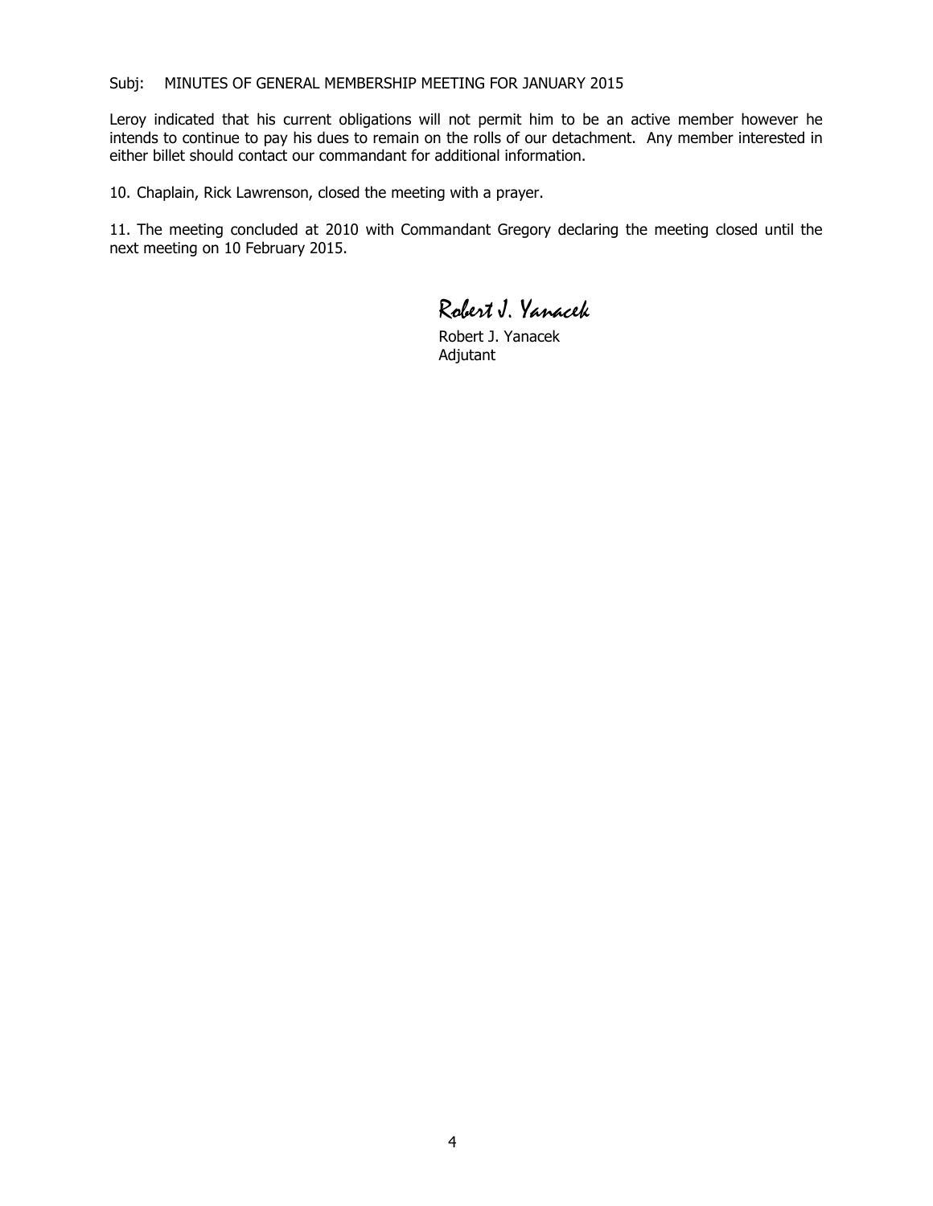Subj: MINUTES OF GENERAL MEMBERSHIP MEETING FOR JANUARY 2015

Leroy indicated that his current obligations will not permit him to be an active member however he intends to continue to pay his dues to remain on the rolls of our detachment. Any member interested in either billet should contact our commandant for additional information.

10. Chaplain, Rick Lawrenson, closed the meeting with a prayer.

11. The meeting concluded at 2010 with Commandant Gregory declaring the meeting closed until the next meeting on 10 February 2015.

*Robert J. Yanacek*

Robert J. Yanacek
Adjutant